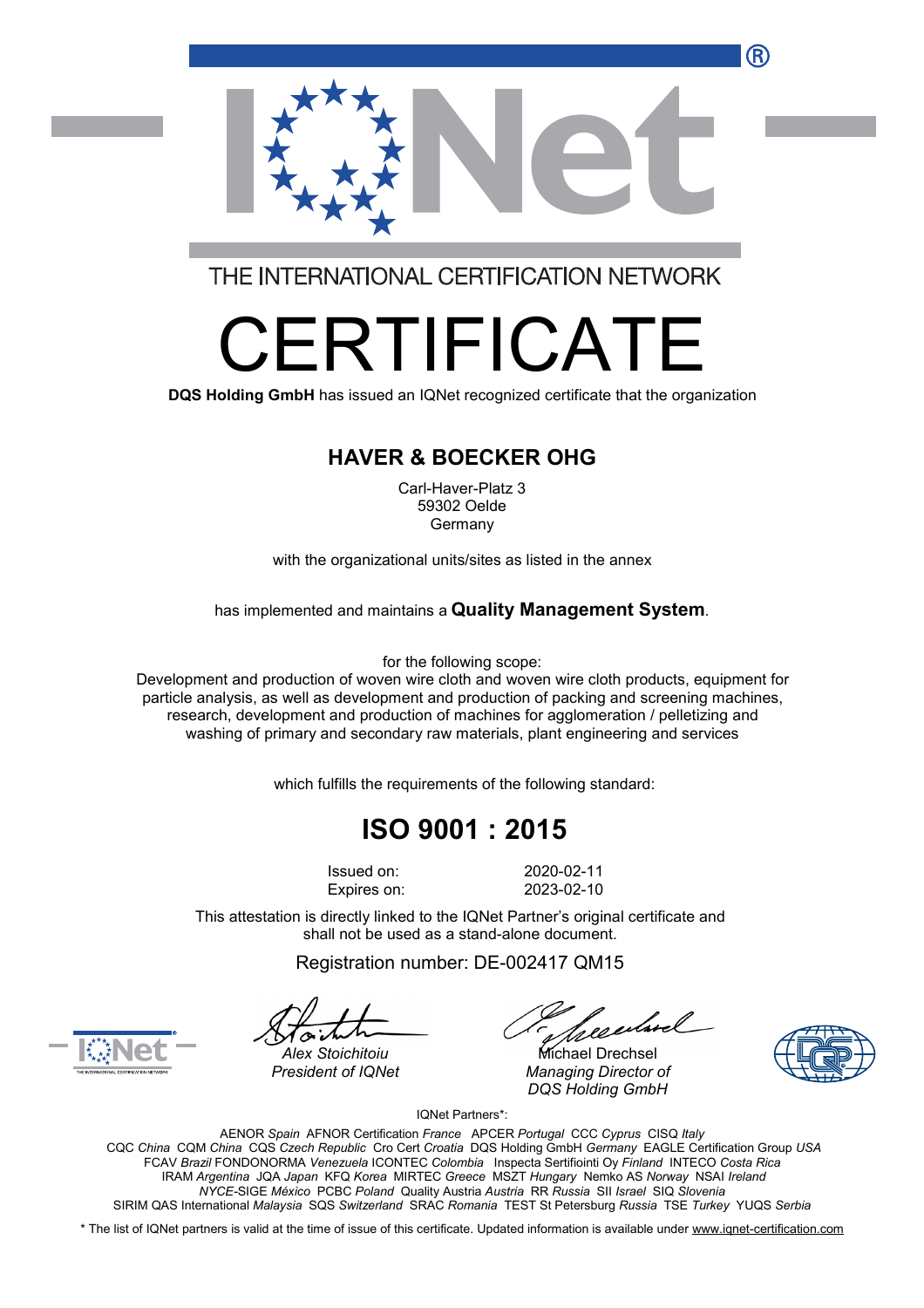THE INTERNATIONAL CERTIFICATION NETWORK

# CERTIFICATE

**DQS Holding GmbH** has issued an IQNet recognized certificate that the organization

## HAVER & BOECKER OHG

Carl-Haver-Platz 3
59302 Oelde
Germany

with the organizational units/sites as listed in the annex

has implemented and maintains a **Quality Management System**.

for the following scope:
Development and production of woven wire cloth and woven wire cloth products, equipment for particle analysis, as well as development and production of packing and screening machines, research, development and production of machines for agglomeration / pelletizing and washing of primary and secondary raw materials, plant engineering and services

which fulfills the requirements of the following standard:

## ISO 9001 : 2015

Issued on: 2020-02-11
Expires on: 2023-02-10

This attestation is directly linked to the IQNet Partner's original certificate and shall not be used as a stand-alone document.

Registration number: DE-002417 QM15

*Alex Stoichitoiu*
*President of IQNet*

Michael Drechsel
*Managing Director of*
*DQS Holding GmbH*

IQNet Partners*:

AENOR *Spain* AFNOR Certification *France* APCER *Portugal* CCC *Cyprus* CISQ *Italy*
CQC *China* CQM *China* CQS *Czech Republic* Cro Cert *Croatia* DQS Holding GmbH *Germany* EAGLE Certification Group *USA*
FCAV *Brazil* FONDONORMA *Venezuela* ICONTEC *Colombia* Inspecta Sertifiointi Oy *Finland* INTECO *Costa Rica*
IRAM *Argentina* JQA *Japan* KFQ *Korea* MIRTEC *Greece* MSZT *Hungary* Nemko AS *Norway* NSAI *Ireland*
*NYCE*-SIGE *México* PCBC *Poland* Quality Austria *Austria* RR *Russia* SII *Israel* SIQ *Slovenia*
SIRIM QAS International *Malaysia* SQS *Switzerland* SRAC *Romania* TEST St Petersburg *Russia* TSE *Turkey* YUQS *Serbia*

* The list of IQNet partners is valid at the time of issue of this certificate. Updated information is available under www.iqnet-certification.com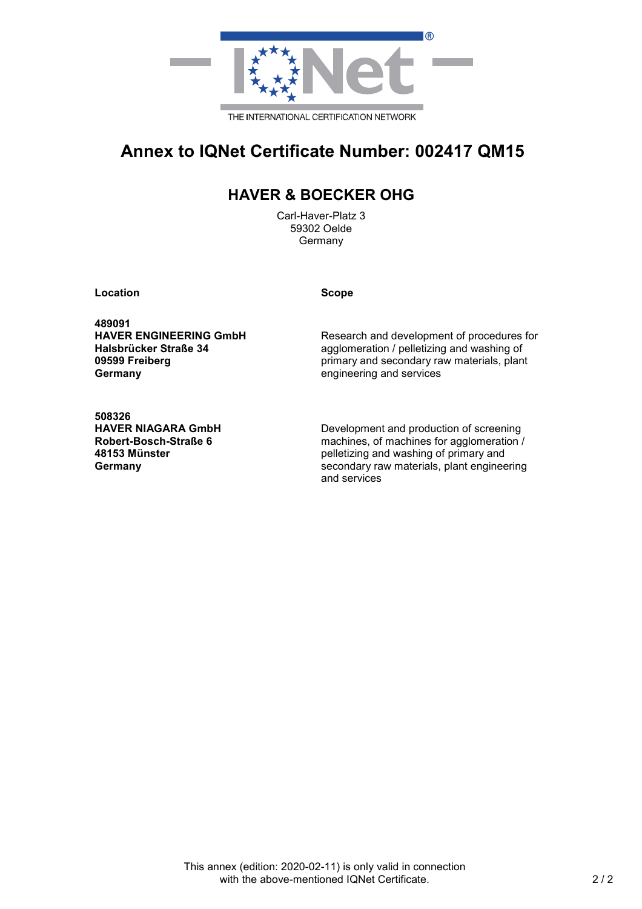THE INTERNATIONAL CERTIFICATION NETWORK

# Annex to IQNet Certificate Number: 002417 QM15

## HAVER & BOECKER OHG

Carl-Haver-Platz 3
59302 Oelde
Germany

| Location | Scope |
| --- | --- |
| **489091**<br>**HAVER ENGINEERING GmbH**<br>**Halsbrücker Straße 34**<br>**09599 Freiberg**<br>**Germany** | Research and development of procedures for agglomeration / pelletizing and washing of primary and secondary raw materials, plant engineering and services |
| **508326**<br>**HAVER NIAGARA GmbH**<br>**Robert-Bosch-Straße 6**<br>**48153 Münster**<br>**Germany** | Development and production of screening machines, of machines for agglomeration / pelletizing and washing of primary and secondary raw materials, plant engineering and services |

This annex (edition: 2020-02-11) is only valid in connection with the above-mentioned IQNet Certificate.